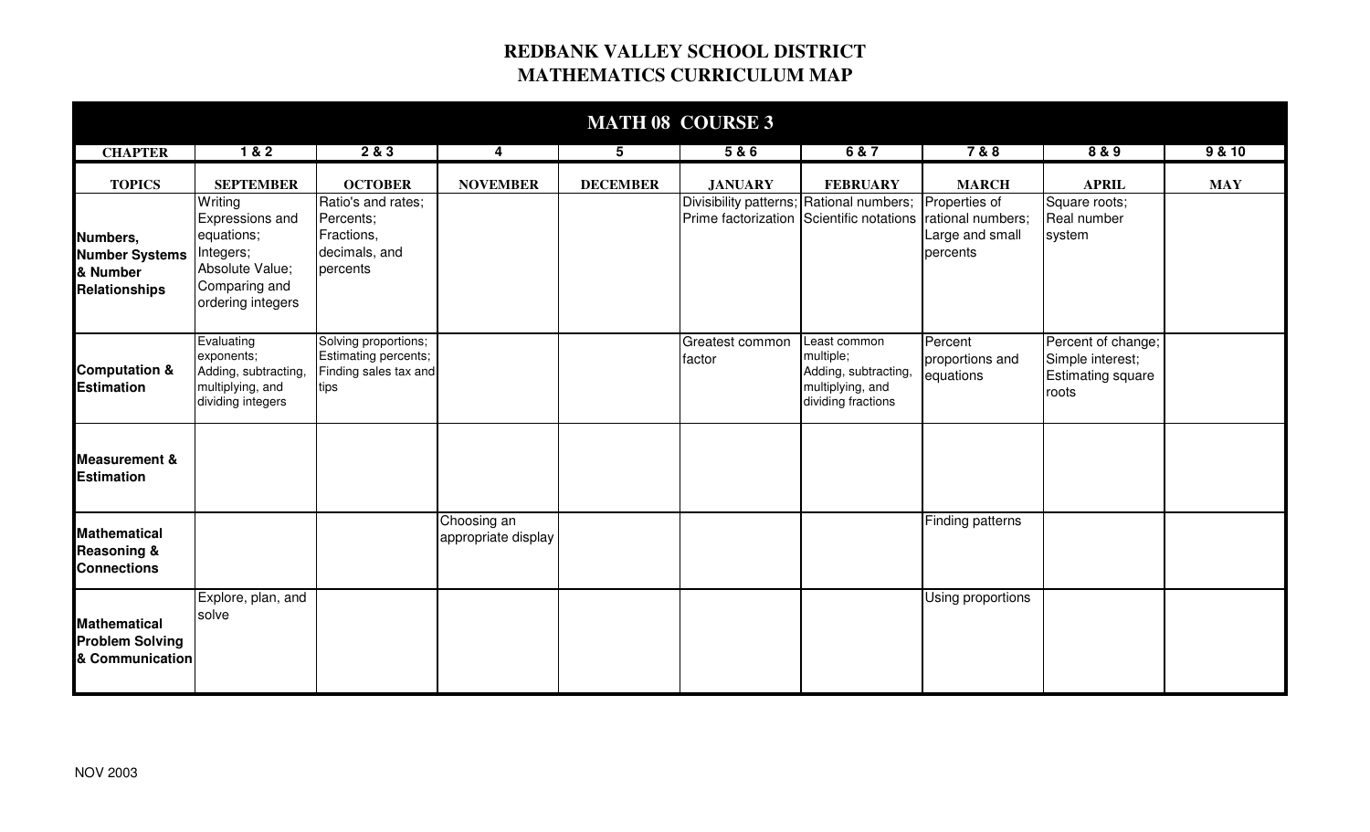# REDBANK VALLEY SCHOOL DISTRICT
# MATHEMATICS CURRICULUM MAP

## MATH 08 COURSE 3

| CHAPTER | 1 & 2 | 2 & 3 | 4 | 5 | 5 & 6 | 6 & 7 | 7 & 8 | 8 & 9 | 9 & 10 |
|---|---|---|---|---|---|---|---|---|---|
| **TOPICS** | **SEPTEMBER** | **OCTOBER** | **NOVEMBER** | **DECEMBER** | **JANUARY** | **FEBRUARY** | **MARCH** | **APRIL** | **MAY** |
| **Numbers, Number Systems & Number Relationships** | Writing Expressions and equations; Integers; Absolute Value; Comparing and ordering integers | Ratio's and rates; Percents; Fractions, decimals, and percents | | | Divisibility patterns; Prime factorization | Rational numbers; Scientific notations | Properties of rational numbers; Large and small percents | Square roots; Real number system | |
| **Computation & Estimation** | Evaluating exponents; Adding, subtracting, multiplying, and dividing integers | Solving proportions; Estimating percents; Finding sales tax and tips | | | Greatest common factor | Least common multiple; Adding, subtracting, multiplying, and dividing fractions | Percent proportions and equations | Percent of change; Simple interest; Estimating square roots | |
| **Measurement & Estimation** | | | | | | | | | |
| **Mathematical Reasoning & Connections** | | | Choosing an appropriate display | | | | Finding patterns | | |
| **Mathematical Problem Solving & Communication** | Explore, plan, and solve | | | | | | Using proportions | | |

NOV 2003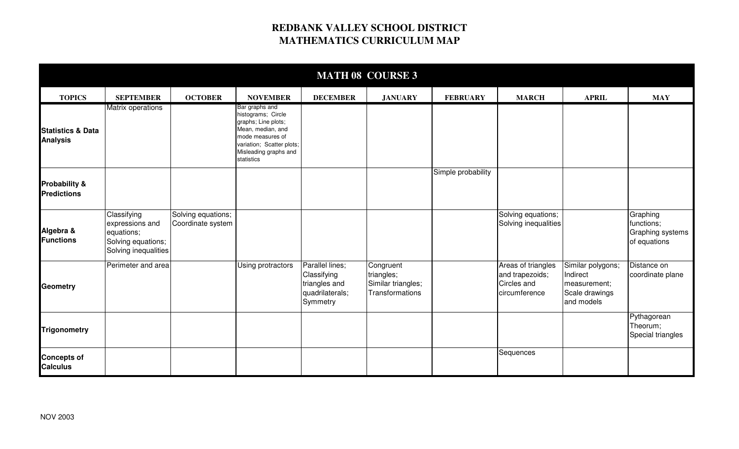# REDBANK VALLEY SCHOOL DISTRICT
# MATHEMATICS CURRICULUM MAP

## MATH 08 COURSE 3

| TOPICS | SEPTEMBER | OCTOBER | NOVEMBER | DECEMBER | JANUARY | FEBRUARY | MARCH | APRIL | MAY |
|---|---|---|---|---|---|---|---|---|---|
| **Statistics & Data Analysis** | Matrix operations | | Bar graphs and histograms; Circle graphs; Line plots; Mean, median, and mode measures of variation; Scatter plots; Misleading graphs and statistics | | | | | | |
| **Probability & Predictions** | | | | | | Simple probability | | | |
| **Algebra & Functions** | Classifying expressions and equations; Solving equations; Solving inequalities | Solving equations; Coordinate system | | | | | Solving equations; Solving inequalities | | Graphing functions; Graphing systems of equations |
| **Geometry** | Perimeter and area | | Using protractors | Parallel lines; Classifying triangles and quadrilaterals; Symmetry | Congruent triangles; Similar triangles; Transformations | | Areas of triangles and trapezoids; Circles and circumference | Similar polygons; Indirect measurement; Scale drawings and models | Distance on coordinate plane |
| **Trigonometry** | | | | | | | | | Pythagorean Theorum; Special triangles |
| **Concepts of Calculus** | | | | | | | Sequences | | |

NOV 2003